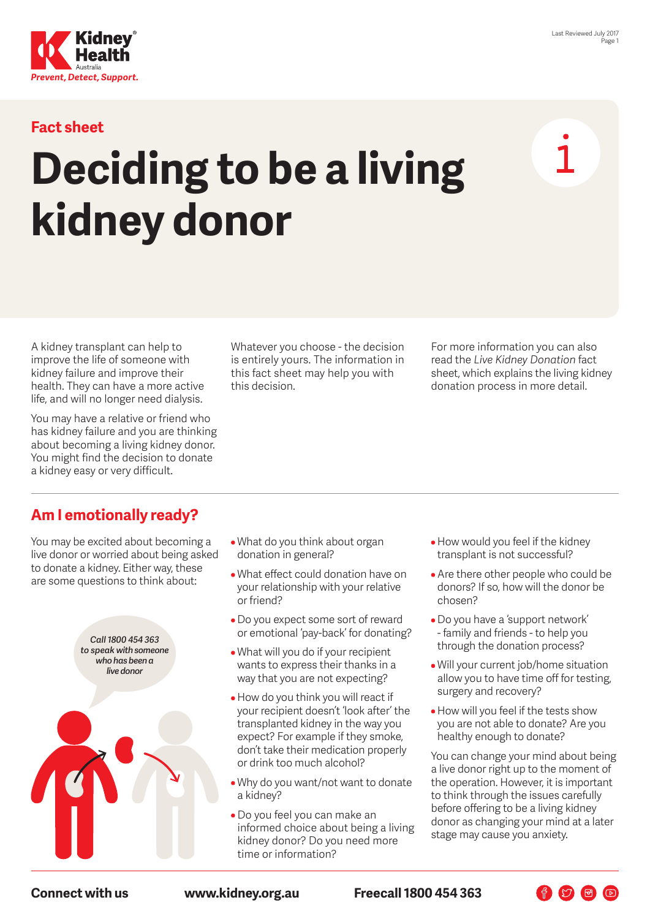Fact sheet

# Deciding to be a living kidney donor

A kidney transplant can help to improve the life of someone with kidney failure and improve their health. They can have a more active life, and will no longer need dialysis.

You may have a relative or friend who has kidney failure and you are thinking about becoming a living kidney donor. You might find the decision to donate a kidney easy or very difficult.

Whatever you choose - the decision is entirely yours. The information in this fact sheet may help you with this decision.

For more information you can also read the *Live Kidney Donation* fact sheet, which explains the living kidney donation process in more detail.

## Am I emotionally ready?

You may be excited about becoming a live donor or worried about being asked to donate a kidney. Either way, these are some questions to think about:

*Call 1800 454 363 to speak with someone who has been a live donor*

- What do you think about organ donation in general?
- What effect could donation have on your relationship with your relative or friend?
- Do you expect some sort of reward or emotional 'pay-back' for donating?
- What will you do if your recipient wants to express their thanks in a way that you are not expecting?
- How do you think you will react if your recipient doesn't 'look after' the transplanted kidney in the way you expect? For example if they smoke, don't take their medication properly or drink too much alcohol?
- Why do you want/not want to donate a kidney?
- Do you feel you can make an informed choice about being a living kidney donor? Do you need more time or information?
- How would you feel if the kidney transplant is not successful?
- Are there other people who could be donors? If so, how will the donor be chosen?
- Do you have a 'support network' - family and friends - to help you through the donation process?
- Will your current job/home situation allow you to have time off for testing, surgery and recovery?
- How will you feel if the tests show you are not able to donate? Are you healthy enough to donate?

You can change your mind about being a live donor right up to the moment of the operation. However, it is important to think through the issues carefully before offering to be a living kidney donor as changing your mind at a later stage may cause you anxiety.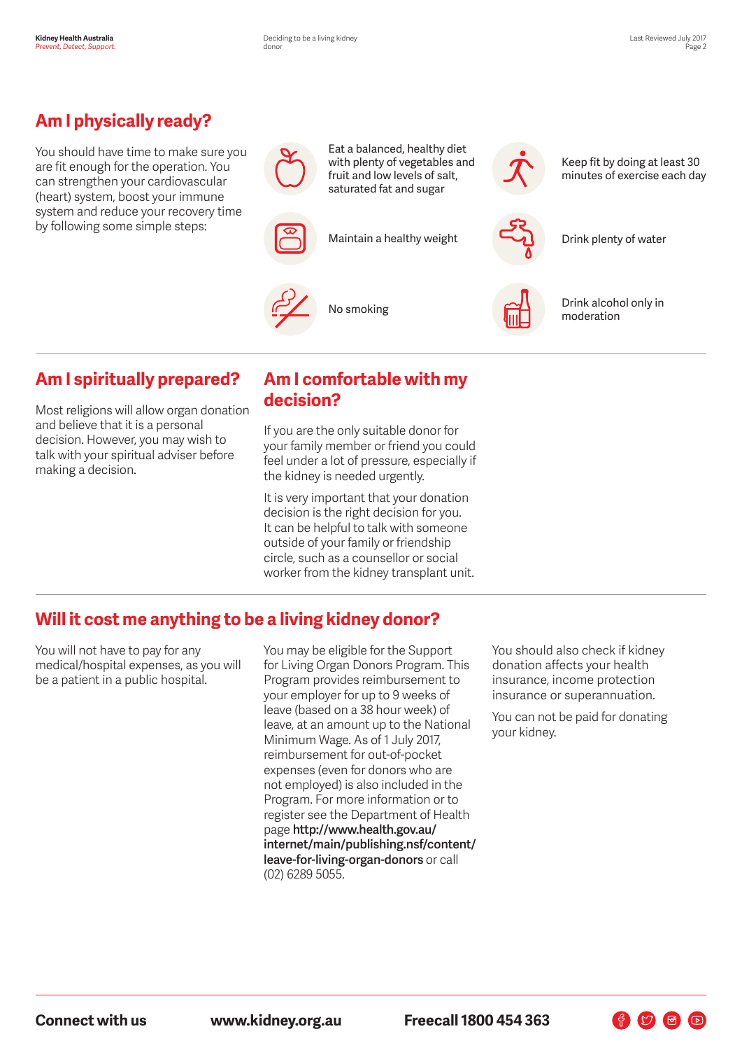## Am I physically ready?

You should have time to make sure you are fit enough for the operation. You can strengthen your cardiovascular (heart) system, boost your immune system and reduce your recovery time by following some simple steps:

- Eat a balanced, healthy diet with plenty of vegetables and fruit and low levels of salt, saturated fat and sugar
- Keep fit by doing at least 30 minutes of exercise each day
- Maintain a healthy weight
- Drink plenty of water
- No smoking
- Drink alcohol only in moderation

## Am I spiritually prepared?

Most religions will allow organ donation and believe that it is a personal decision. However, you may wish to talk with your spiritual adviser before making a decision.

## Am I comfortable with my decision?

If you are the only suitable donor for your family member or friend you could feel under a lot of pressure, especially if the kidney is needed urgently.

It is very important that your donation decision is the right decision for you. It can be helpful to talk with someone outside of your family or friendship circle, such as a counsellor or social worker from the kidney transplant unit.

## Will it cost me anything to be a living kidney donor?

You will not have to pay for any medical/hospital expenses, as you will be a patient in a public hospital.

You may be eligible for the Support for Living Organ Donors Program. This Program provides reimbursement to your employer for up to 9 weeks of leave (based on a 38 hour week) of leave, at an amount up to the National Minimum Wage. As of 1 July 2017, reimbursement for out-of-pocket expenses (even for donors who are not employed) is also included in the Program. For more information or to register see the Department of Health page **http://www.health.gov.au/internet/main/publishing.nsf/content/leave-for-living-organ-donors** or call (02) 6289 5055.

You should also check if kidney donation affects your health insurance, income protection insurance or superannuation.

You can not be paid for donating your kidney.

**Connect with us** **www.kidney.org.au** **Freecall 1800 454 363**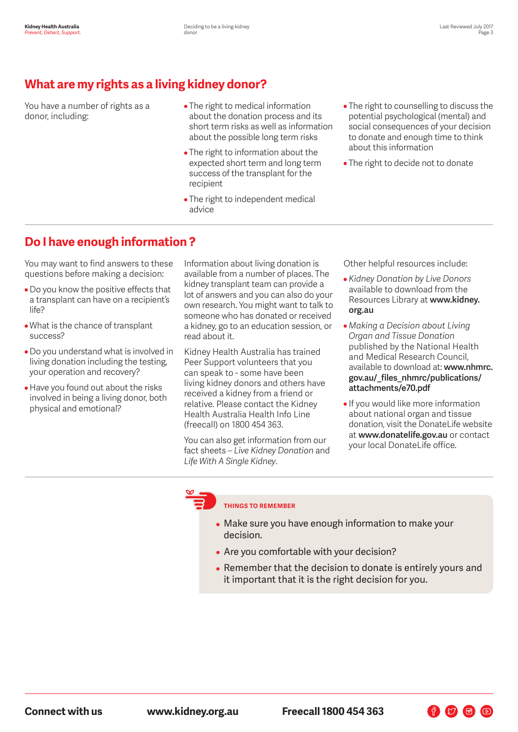## What are my rights as a living kidney donor?

You have a number of rights as a donor, including:

- The right to medical information about the donation process and its short term risks as well as information about the possible long term risks
- The right to information about the expected short term and long term success of the transplant for the recipient
- The right to independent medical advice
- The right to counselling to discuss the potential psychological (mental) and social consequences of your decision to donate and enough time to think about this information
- The right to decide not to donate

## Do I have enough information ?

You may want to find answers to these questions before making a decision:

- Do you know the positive effects that a transplant can have on a recipient's life?
- What is the chance of transplant success?
- Do you understand what is involved in living donation including the testing, your operation and recovery?
- Have you found out about the risks involved in being a living donor, both physical and emotional?

Information about living donation is available from a number of places. The kidney transplant team can provide a lot of answers and you can also do your own research. You might want to talk to someone who has donated or received a kidney, go to an education session, or read about it.

Kidney Health Australia has trained Peer Support volunteers that you can speak to - some have been living kidney donors and others have received a kidney from a friend or relative. Please contact the Kidney Health Australia Health Info Line (freecall) on 1800 454 363.

You can also get information from our fact sheets – *Live Kidney Donation* and *Life With A Single Kidney*.

Other helpful resources include:

- *Kidney Donation by Live Donors* available to download from the Resources Library at **www.kidney.org.au**
- *Making a Decision about Living Organ and Tissue Donation* published by the National Health and Medical Research Council, available to download at: **www.nhmrc.gov.au/_files_nhmrc/publications/attachments/e70.pdf**
- If you would like more information about national organ and tissue donation, visit the DonateLife website at **www.donatelife.gov.au** or contact your local DonateLife office.

**THINGS TO REMEMBER**

- Make sure you have enough information to make your decision.
- Are you comfortable with your decision?
- Remember that the decision to donate is entirely yours and it important that it is the right decision for you.

**Connect with us** **www.kidney.org.au** **Freecall 1800 454 363**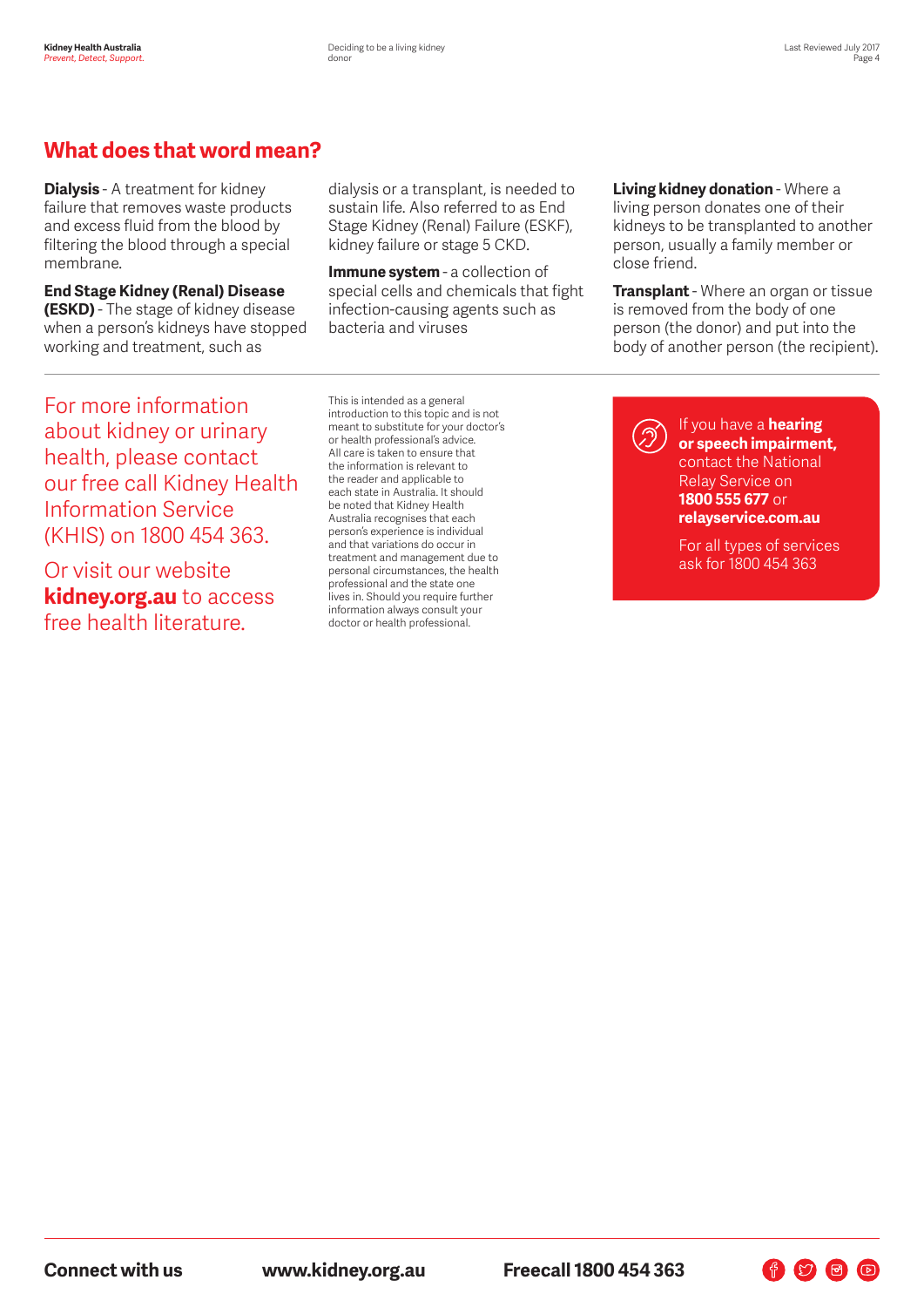## What does that word mean?

**Dialysis** - A treatment for kidney failure that removes waste products and excess fluid from the blood by filtering the blood through a special membrane.

**End Stage Kidney (Renal) Disease (ESKD)** - The stage of kidney disease when a person's kidneys have stopped working and treatment, such as dialysis or a transplant, is needed to sustain life. Also referred to as End Stage Kidney (Renal) Failure (ESKF), kidney failure or stage 5 CKD.

**Immune system** - a collection of special cells and chemicals that fight infection-causing agents such as bacteria and viruses

**Living kidney donation** - Where a living person donates one of their kidneys to be transplanted to another person, usually a family member or close friend.

**Transplant** - Where an organ or tissue is removed from the body of one person (the donor) and put into the body of another person (the recipient).

For more information about kidney or urinary health, please contact our free call Kidney Health Information Service (KHIS) on 1800 454 363.

Or visit our website **kidney.org.au** to access free health literature.

This is intended as a general introduction to this topic and is not meant to substitute for your doctor's or health professional's advice. All care is taken to ensure that the information is relevant to the reader and applicable to each state in Australia. It should be noted that Kidney Health Australia recognises that each person's experience is individual and that variations do occur in treatment and management due to personal circumstances, the health professional and the state one lives in. Should you require further information always consult your doctor or health professional.

If you have a **hearing or speech impairment,** contact the National Relay Service on **1800 555 677** or **relayservice.com.au**

For all types of services ask for 1800 454 363

**Connect with us** **www.kidney.org.au** **Freecall 1800 454 363**